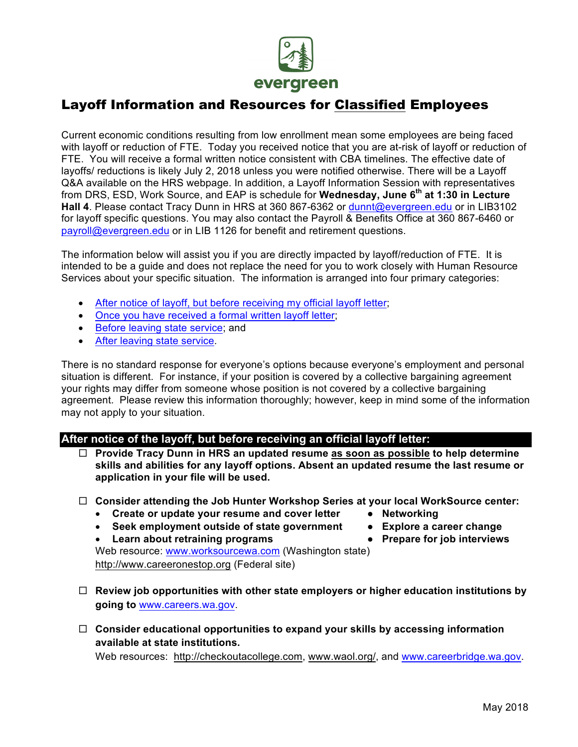evergreen

# Layoff Information and Resources for Classified Employees

Current economic conditions resulting from low enrollment mean some employees are being faced with layoff or reduction of FTE. Today you received notice that you are at-risk of layoff or reduction of FTE. You will receive a formal written notice consistent with CBA timelines. The effective date of layoffs/ reductions is likely July 2, 2018 unless you were notified otherwise. There will be a Layoff Q&A available on the HRS webpage. In addition, a Layoff Information Session with representatives from DRS, ESD, Work Source, and EAP is schedule for **Wednesday, June 6th at 1:30 in Lecture Hall 4**. Please contact Tracy Dunn in HRS at 360 867-6362 or dunnt@evergreen.edu or in LIB3102 for layoff specific questions. You may also contact the Payroll & Benefits Office at 360 867-6460 or payroll@evergreen.edu or in LIB 1126 for benefit and retirement questions.

The information below will assist you if you are directly impacted by layoff/reduction of FTE. It is intended to be a guide and does not replace the need for you to work closely with Human Resource Services about your specific situation. The information is arranged into four primary categories:

- After notice of layoff, but before receiving my official layoff letter;
- Once you have received a formal written layoff letter;
- Before leaving state service; and
- After leaving state service.

There is no standard response for everyone's options because everyone's employment and personal situation is different. For instance, if your position is covered by a collective bargaining agreement your rights may differ from someone whose position is not covered by a collective bargaining agreement. Please review this information thoroughly; however, keep in mind some of the information may not apply to your situation.

## After notice of the layoff, but before receiving an official layoff letter:

- ☐ **Provide Tracy Dunn in HRS an updated resume as soon as possible to help determine skills and abilities for any layoff options. Absent an updated resume the last resume or application in your file will be used.**

- ☐ **Consider attending the Job Hunter Workshop Series at your local WorkSource center:**
  - **Create or update your resume and cover letter**
  - **Seek employment outside of state government**
  - **Learn about retraining programs**
  - **Networking**
  - **Explore a career change**
  - **Prepare for job interviews**

  Web resource: www.worksourcewa.com (Washington state)
  http://www.careeronestop.org (Federal site)

- ☐ **Review job opportunities with other state employers or higher education institutions by going to** www.careers.wa.gov.

- ☐ **Consider educational opportunities to expand your skills by accessing information available at state institutions.**
  Web resources: http://checkoutacollege.com, www.waol.org/, and www.careerbridge.wa.gov.

May 2018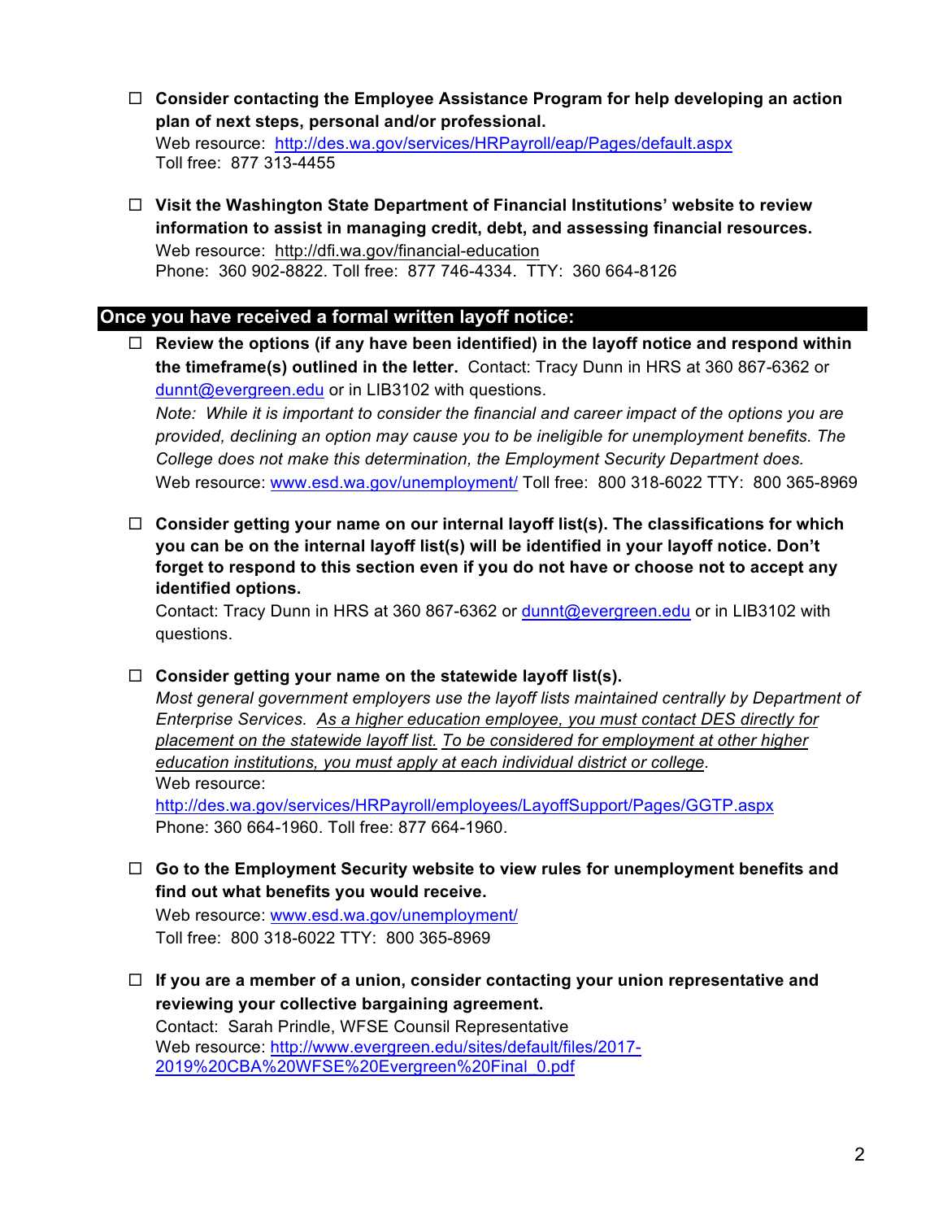- ☐ **Consider contacting the Employee Assistance Program for help developing an action plan of next steps, personal and/or professional.**
  Web resource: [http://des.wa.gov/services/HRPayroll/eap/Pages/default.aspx](http://des.wa.gov/services/HRPayroll/eap/Pages/default.aspx)
  Toll free: 877 313-4455

- ☐ **Visit the Washington State Department of Financial Institutions' website to review information to assist in managing credit, debt, and assessing financial resources.**
  Web resource: http://dfi.wa.gov/financial-education
  Phone: 360 902-8822. Toll free: 877 746-4334. TTY: 360 664-8126

## Once you have received a formal written layoff notice:

- ☐ **Review the options (if any have been identified) in the layoff notice and respond within the timeframe(s) outlined in the letter.** Contact: Tracy Dunn in HRS at 360 867-6362 or [dunnt@evergreen.edu](mailto:dunnt@evergreen.edu) or in LIB3102 with questions.
  *Note: While it is important to consider the financial and career impact of the options you are provided, declining an option may cause you to be ineligible for unemployment benefits. The College does not make this determination, the Employment Security Department does.*
  Web resource: [www.esd.wa.gov/unemployment/](http://www.esd.wa.gov/unemployment/) Toll free: 800 318-6022 TTY: 800 365-8969

- ☐ **Consider getting your name on our internal layoff list(s). The classifications for which you can be on the internal layoff list(s) will be identified in your layoff notice. Don't forget to respond to this section even if you do not have or choose not to accept any identified options.**
  Contact: Tracy Dunn in HRS at 360 867-6362 or [dunnt@evergreen.edu](mailto:dunnt@evergreen.edu) or in LIB3102 with questions.

- ☐ **Consider getting your name on the statewide layoff list(s).**
  *Most general government employers use the layoff lists maintained centrally by Department of Enterprise Services. As a higher education employee, you must contact DES directly for placement on the statewide layoff list. To be considered for employment at other higher education institutions, you must apply at each individual district or college.*
  Web resource:
  [http://des.wa.gov/services/HRPayroll/employees/LayoffSupport/Pages/GGTP.aspx](http://des.wa.gov/services/HRPayroll/employees/LayoffSupport/Pages/GGTP.aspx)
  Phone: 360 664-1960. Toll free: 877 664-1960.

- ☐ **Go to the Employment Security website to view rules for unemployment benefits and find out what benefits you would receive.**
  Web resource: [www.esd.wa.gov/unemployment/](http://www.esd.wa.gov/unemployment/)
  Toll free: 800 318-6022 TTY: 800 365-8969

- ☐ **If you are a member of a union, consider contacting your union representative and reviewing your collective bargaining agreement.**
  Contact: Sarah Prindle, WFSE Counsil Representative
  Web resource: [http://www.evergreen.edu/sites/default/files/2017-2019%20CBA%20WFSE%20Evergreen%20Final_0.pdf](http://www.evergreen.edu/sites/default/files/2017-2019%20CBA%20WFSE%20Evergreen%20Final_0.pdf)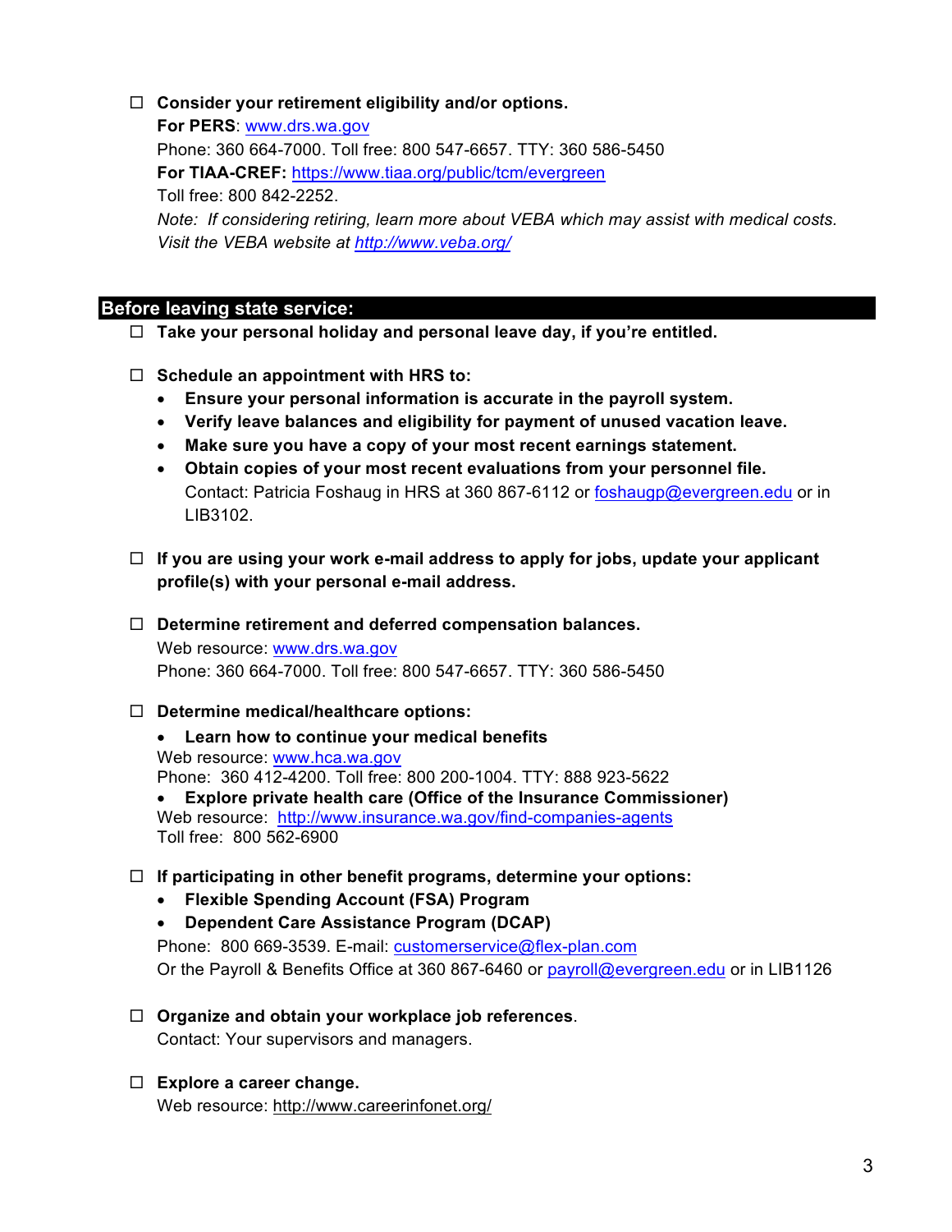- ☐ **Consider your retirement eligibility and/or options.**
  **For PERS**: www.drs.wa.gov
  Phone: 360 664-7000. Toll free: 800 547-6657. TTY: 360 586-5450
  **For TIAA-CREF:** https://www.tiaa.org/public/tcm/evergreen
  Toll free: 800 842-2252.
  *Note: If considering retiring, learn more about VEBA which may assist with medical costs. Visit the VEBA website at http://www.veba.org/*

## Before leaving state service:

- ☐ **Take your personal holiday and personal leave day, if you're entitled.**

- ☐ **Schedule an appointment with HRS to:**
  - **Ensure your personal information is accurate in the payroll system.**
  - **Verify leave balances and eligibility for payment of unused vacation leave.**
  - **Make sure you have a copy of your most recent earnings statement.**
  - **Obtain copies of your most recent evaluations from your personnel file.**
    Contact: Patricia Foshaug in HRS at 360 867-6112 or foshaugp@evergreen.edu or in LIB3102.

- ☐ **If you are using your work e-mail address to apply for jobs, update your applicant profile(s) with your personal e-mail address.**

- ☐ **Determine retirement and deferred compensation balances.**
  Web resource: www.drs.wa.gov
  Phone: 360 664-7000. Toll free: 800 547-6657. TTY: 360 586-5450

- ☐ **Determine medical/healthcare options:**
  - **Learn how to continue your medical benefits**
    Web resource: www.hca.wa.gov
    Phone: 360 412-4200. Toll free: 800 200-1004. TTY: 888 923-5622
  - **Explore private health care (Office of the Insurance Commissioner)**
    Web resource: http://www.insurance.wa.gov/find-companies-agents
    Toll free: 800 562-6900

- ☐ **If participating in other benefit programs, determine your options:**
  - **Flexible Spending Account (FSA) Program**
  - **Dependent Care Assistance Program (DCAP)**

  Phone: 800 669-3539. E-mail: customerservice@flex-plan.com
  Or the Payroll & Benefits Office at 360 867-6460 or payroll@evergreen.edu or in LIB1126

- ☐ **Organize and obtain your workplace job references**.
  Contact: Your supervisors and managers.

- ☐ **Explore a career change.**
  Web resource: http://www.careerinfonet.org/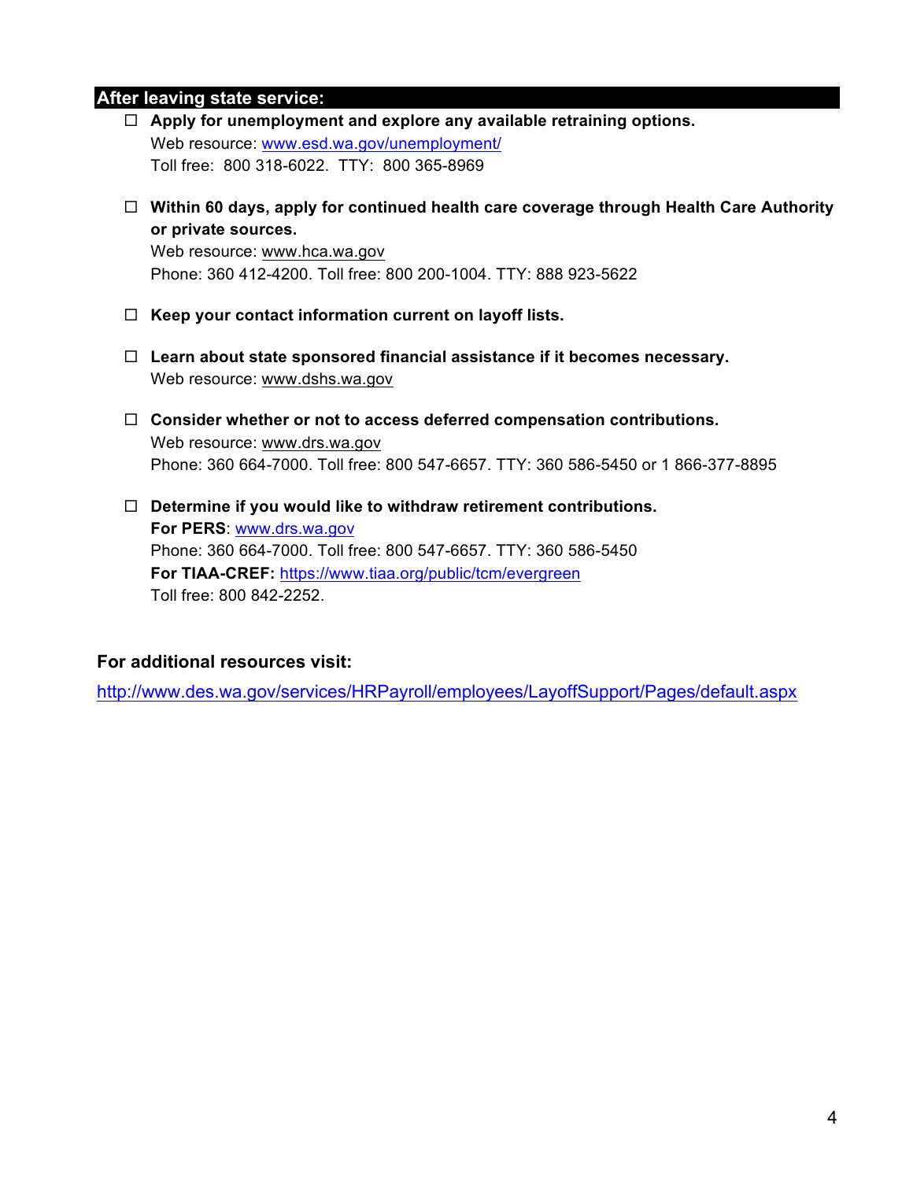## After leaving state service:

- ☐ **Apply for unemployment and explore any available retraining options.**
  Web resource: www.esd.wa.gov/unemployment/
  Toll free: 800 318-6022. TTY: 800 365-8969

- ☐ **Within 60 days, apply for continued health care coverage through Health Care Authority or private sources.**
  Web resource: www.hca.wa.gov
  Phone: 360 412-4200. Toll free: 800 200-1004. TTY: 888 923-5622

- ☐ **Keep your contact information current on layoff lists.**

- ☐ **Learn about state sponsored financial assistance if it becomes necessary.**
  Web resource: www.dshs.wa.gov

- ☐ **Consider whether or not to access deferred compensation contributions.**
  Web resource: www.drs.wa.gov
  Phone: 360 664-7000. Toll free: 800 547-6657. TTY: 360 586-5450 or 1 866-377-8895

- ☐ **Determine if you would like to withdraw retirement contributions.**
  **For PERS**: www.drs.wa.gov
  Phone: 360 664-7000. Toll free: 800 547-6657. TTY: 360 586-5450
  **For TIAA-CREF:** https://www.tiaa.org/public/tcm/evergreen
  Toll free: 800 842-2252.

**For additional resources visit:**

http://www.des.wa.gov/services/HRPayroll/employees/LayoffSupport/Pages/default.aspx